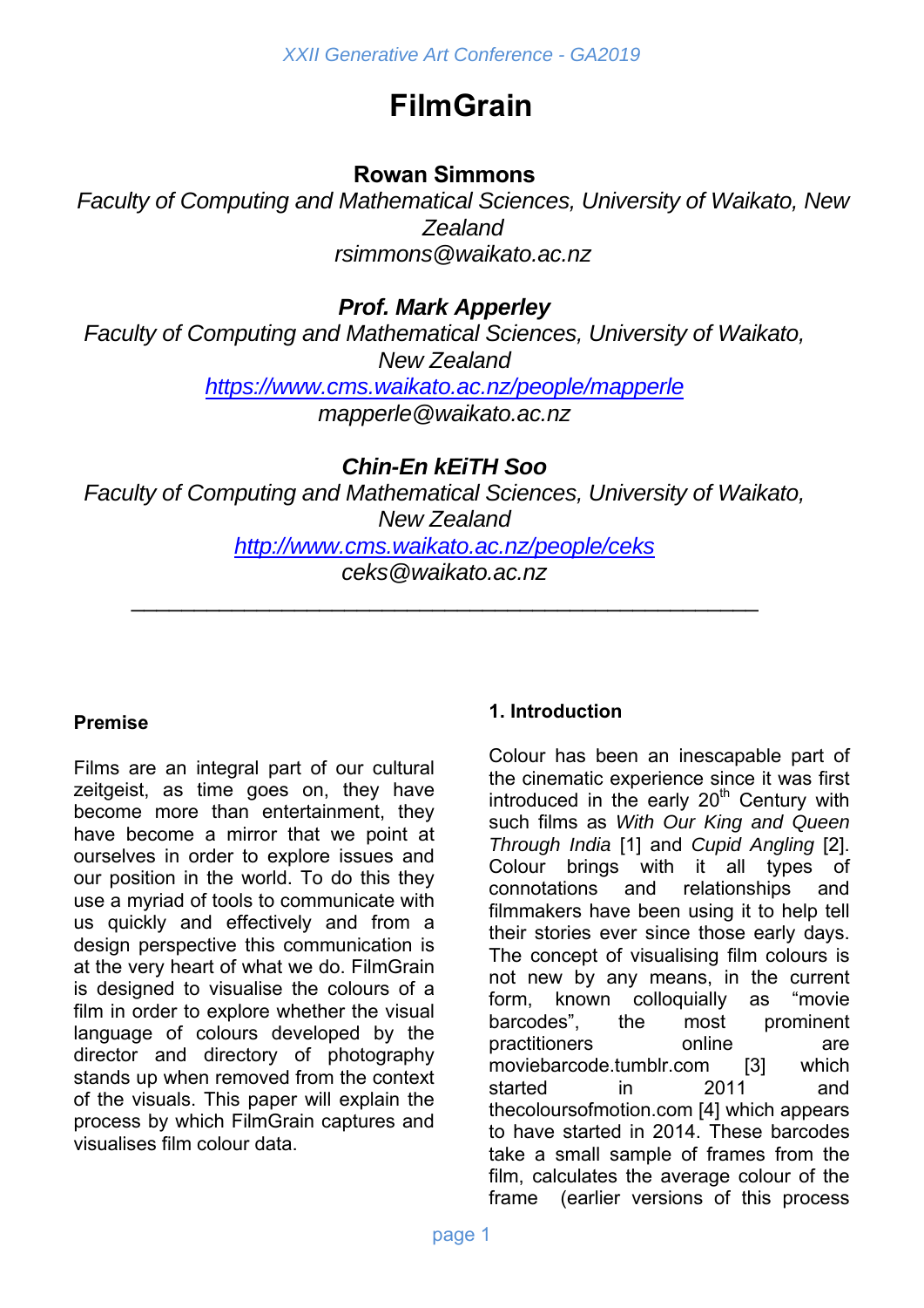# FilmGrain

**Rowan Simmons**

*Faculty of Computing and Mathematical Sciences, University of Waikato, New Zealand*

*rsimmons@waikato.ac.nz*

***Prof. Mark Apperley***

*Faculty of Computing and Mathematical Sciences, University of Waikato, New Zealand*

*https://www.cms.waikato.ac.nz/people/mapperle*

*mapperle@waikato.ac.nz*

***Chin-En kEiTH Soo***

*Faculty of Computing and Mathematical Sciences, University of Waikato, New Zealand*

*http://www.cms.waikato.ac.nz/people/ceks*

*ceks@waikato.ac.nz*

---

**Premise**

Films are an integral part of our cultural zeitgeist, as time goes on, they have become more than entertainment, they have become a mirror that we point at ourselves in order to explore issues and our position in the world. To do this they use a myriad of tools to communicate with us quickly and effectively and from a design perspective this communication is at the very heart of what we do. FilmGrain is designed to visualise the colours of a film in order to explore whether the visual language of colours developed by the director and directory of photography stands up when removed from the context of the visuals. This paper will explain the process by which FilmGrain captures and visualises film colour data.

## 1. Introduction

Colour has been an inescapable part of the cinematic experience since it was first introduced in the early 20th Century with such films as *With Our King and Queen Through India* [1] and *Cupid Angling* [2]. Colour brings with it all types of connotations and relationships and filmmakers have been using it to help tell their stories ever since those early days. The concept of visualising film colours is not new by any means, in the current form, known colloquially as "movie barcodes", the most prominent practitioners online are moviebarcode.tumblr.com [3] which started in 2011 and thecoloursofmotion.com [4] which appears to have started in 2014. These barcodes take a small sample of frames from the film, calculates the average colour of the frame (earlier versions of this process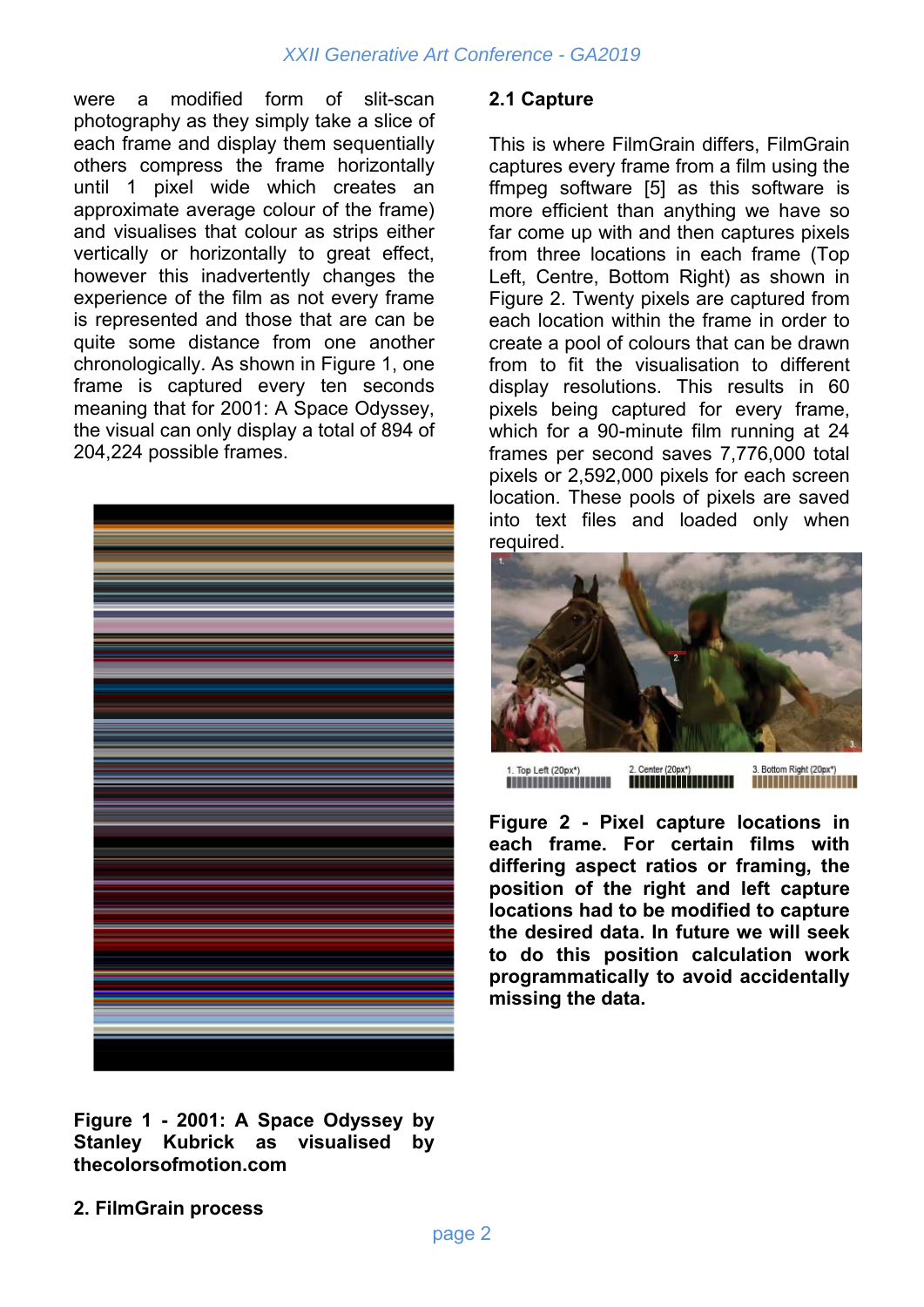were a modified form of slit-scan photography as they simply take a slice of each frame and display them sequentially others compress the frame horizontally until 1 pixel wide which creates an approximate average colour of the frame) and visualises that colour as strips either vertically or horizontally to great effect, however this inadvertently changes the experience of the film as not every frame is represented and those that are can be quite some distance from one another chronologically. As shown in Figure 1, one frame is captured every ten seconds meaning that for 2001: A Space Odyssey, the visual can only display a total of 894 of 204,224 possible frames.

**Figure 1 - 2001: A Space Odyssey by Stanley Kubrick as visualised by thecolorsofmotion.com**

## 2. FilmGrain process

### 2.1 Capture

This is where FilmGrain differs, FilmGrain captures every frame from a film using the ffmpeg software [5] as this software is more efficient than anything we have so far come up with and then captures pixels from three locations in each frame (Top Left, Centre, Bottom Right) as shown in Figure 2. Twenty pixels are captured from each location within the frame in order to create a pool of colours that can be drawn from to fit the visualisation to different display resolutions. This results in 60 pixels being captured for every frame, which for a 90-minute film running at 24 frames per second saves 7,776,000 total pixels or 2,592,000 pixels for each screen location. These pools of pixels are saved into text files and loaded only when required.

1. Top Left (20px*) 2. Center (20px*) 3. Bottom Right (20px*)

**Figure 2 - Pixel capture locations in each frame. For certain films with differing aspect ratios or framing, the position of the right and left capture locations had to be modified to capture the desired data. In future we will seek to do this position calculation work programmatically to avoid accidentally missing the data.**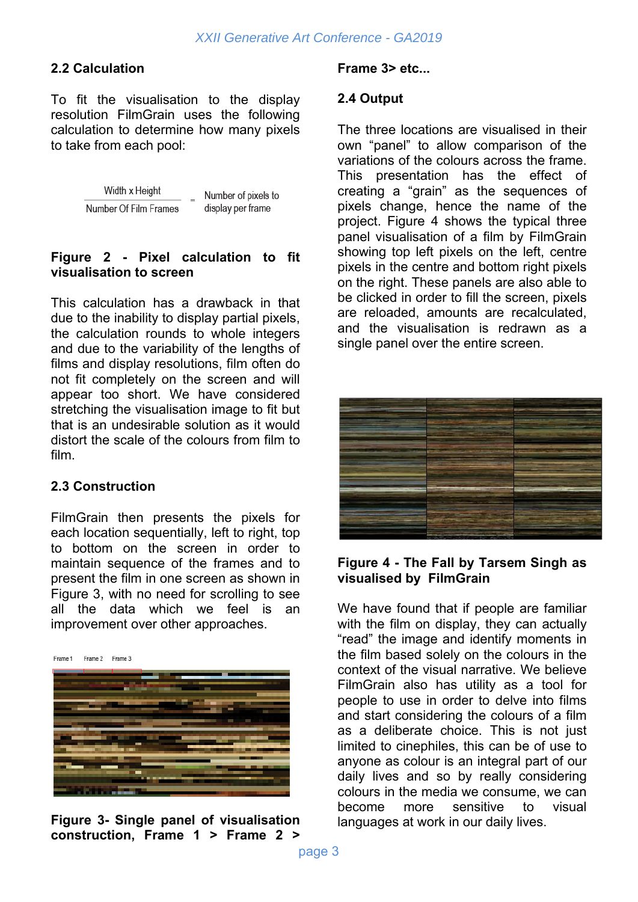## 2.2 Calculation

To fit the visualisation to the display resolution FilmGrain uses the following calculation to determine how many pixels to take from each pool:

$$\frac{\text{Width x Height}}{\text{Number Of Film Frames}} = \text{Number of pixels to display per frame}$$

**Figure 2 - Pixel calculation to fit visualisation to screen**

This calculation has a drawback in that due to the inability to display partial pixels, the calculation rounds to whole integers and due to the variability of the lengths of films and display resolutions, film often do not fit completely on the screen and will appear too short. We have considered stretching the visualisation image to fit but that is an undesirable solution as it would distort the scale of the colours from film to film.

## 2.3 Construction

FilmGrain then presents the pixels for each location sequentially, left to right, top to bottom on the screen in order to maintain sequence of the frames and to present the film in one screen as shown in Figure 3, with no need for scrolling to see all the data which we feel is an improvement over other approaches.

Frame 1 Frame 2 Frame 3

**Figure 3- Single panel of visualisation construction, Frame 1 > Frame 2 > Frame 3> etc...**

## 2.4 Output

The three locations are visualised in their own "panel" to allow comparison of the variations of the colours across the frame. This presentation has the effect of creating a "grain" as the sequences of pixels change, hence the name of the project. Figure 4 shows the typical three panel visualisation of a film by FilmGrain showing top left pixels on the left, centre pixels in the centre and bottom right pixels on the right. These panels are also able to be clicked in order to fill the screen, pixels are reloaded, amounts are recalculated, and the visualisation is redrawn as a single panel over the entire screen.

**Figure 4 - The Fall by Tarsem Singh as visualised by FilmGrain**

We have found that if people are familiar with the film on display, they can actually "read" the image and identify moments in the film based solely on the colours in the context of the visual narrative. We believe FilmGrain also has utility as a tool for people to use in order to delve into films and start considering the colours of a film as a deliberate choice. This is not just limited to cinephiles, this can be of use to anyone as colour is an integral part of our daily lives and so by really considering colours in the media we consume, we can become more sensitive to visual languages at work in our daily lives.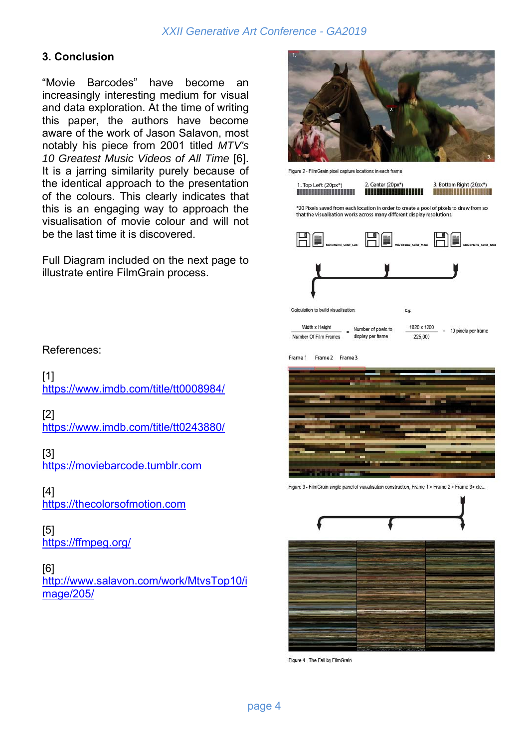## 3. Conclusion

“Movie Barcodes” have become an increasingly interesting medium for visual and data exploration. At the time of writing this paper, the authors have become aware of the work of Jason Salavon, most notably his piece from 2001 titled *MTV's 10 Greatest Music Videos of All Time* [6]. It is a jarring similarity purely because of the identical approach to the presentation of the colours. This clearly indicates that this is an engaging way to approach the visualisation of movie colour and will not be the last time it is discovered.

Full Diagram included on the next page to illustrate entire FilmGrain process.

References:

[1]
https://www.imdb.com/title/tt0008984/

[2]
https://www.imdb.com/title/tt0243880/

[3]
https://moviebarcode.tumblr.com

[4]
https://thecolorsofmotion.com

[5]
https://ffmpeg.org/

[6]
http://www.salavon.com/work/MtvsTop10/image/205/

1.
2.
3.

Figure 2 - FilmGrain pixel capture locations in each frame

1. Top Left (20px*)
2. Center (20px*)
3. Bottom Right (20px*)

*20 Pixels saved from each location in order to create a pool of pixels to draw from so that the visualisation works across many different display resolutions.

MovieName_Color_L.txt
MovieName_Color_M.txt
MovieName_Color_R.txt

Calculation to build visualisation:

$$\frac{\text{Width x Height}}{\text{Number Of Film Frames}} = \text{Number of pixels to display per frame}$$

E.g:

$$\frac{1920 \times 1200}{225{,}000} = 10 \text{ pixels per frame}$$

Frame 1  Frame 2  Frame 3

Figure 3 - FilmGrain single panel of visualisation construction, Frame 1 > Frame 2 > Frame 3> etc...

Figure 4 - The Fall by FilmGrain